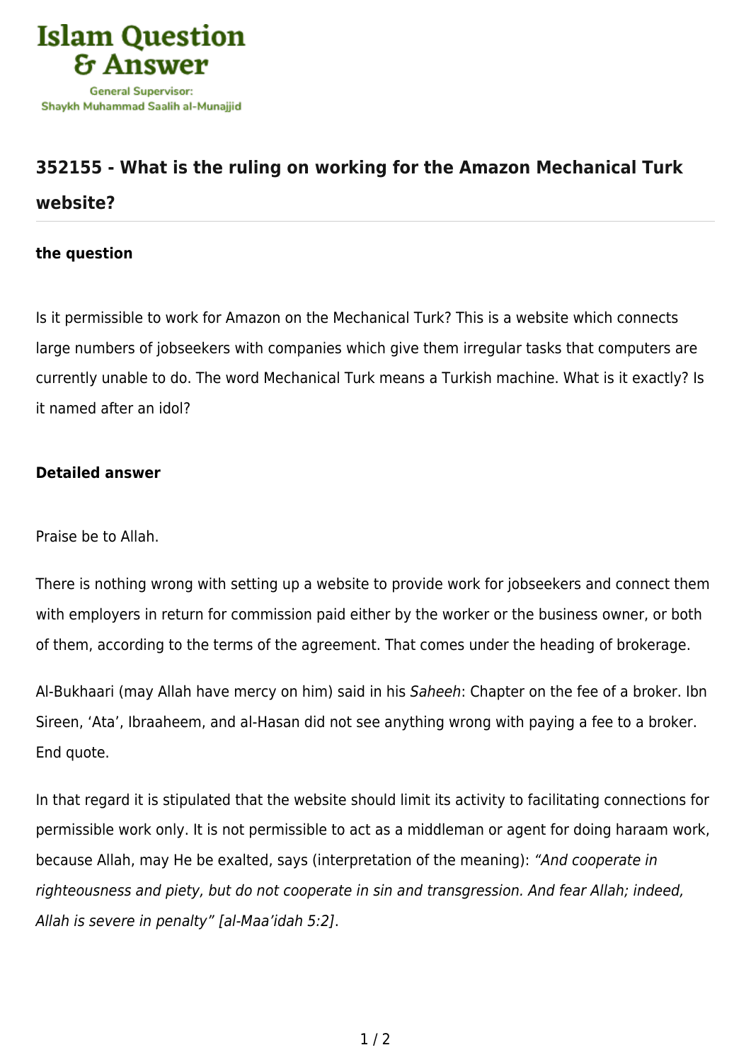Islam Question & Answer

General Supervisor: Shaykh Muhammad Saalih al-Munajjid

## 352155 - What is the ruling on working for the Amazon Mechanical Turk website?

### the question

Is it permissible to work for Amazon on the Mechanical Turk? This is a website which connects large numbers of jobseekers with companies which give them irregular tasks that computers are currently unable to do. The word Mechanical Turk means a Turkish machine. What is it exactly? Is it named after an idol?

### Detailed answer

Praise be to Allah.

There is nothing wrong with setting up a website to provide work for jobseekers and connect them with employers in return for commission paid either by the worker or the business owner, or both of them, according to the terms of the agreement. That comes under the heading of brokerage.

Al-Bukhaari (may Allah have mercy on him) said in his *Saheeh*: Chapter on the fee of a broker. Ibn Sireen, 'Ata', Ibraaheem, and al-Hasan did not see anything wrong with paying a fee to a broker. End quote.

In that regard it is stipulated that the website should limit its activity to facilitating connections for permissible work only. It is not permissible to act as a middleman or agent for doing haraam work, because Allah, may He be exalted, says (interpretation of the meaning): *"And cooperate in righteousness and piety, but do not cooperate in sin and transgression. And fear Allah; indeed, Allah is severe in penalty" [al-Maa'idah 5:2]*.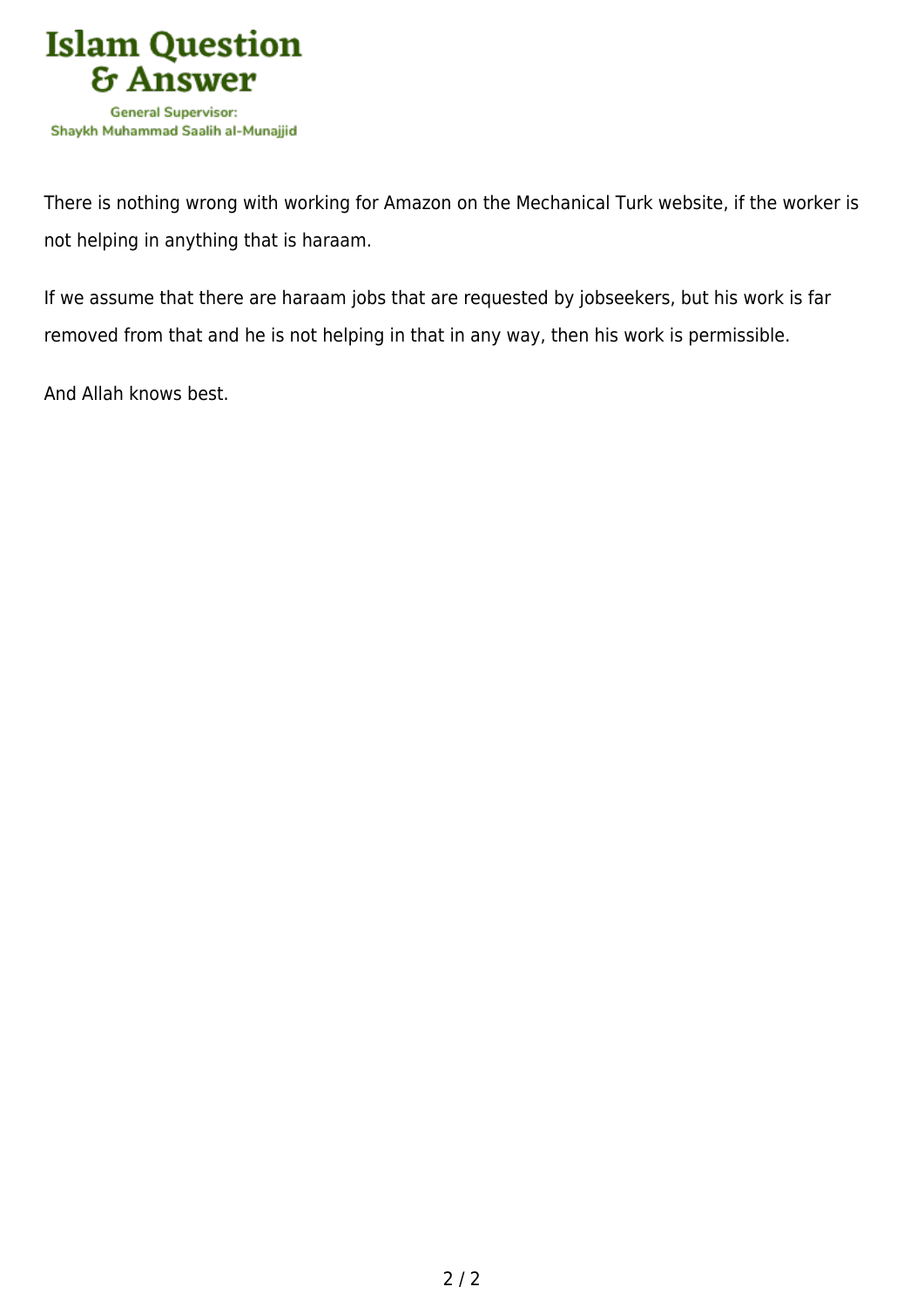There is nothing wrong with working for Amazon on the Mechanical Turk website, if the worker is not helping in anything that is haraam.

If we assume that there are haraam jobs that are requested by jobseekers, but his work is far removed from that and he is not helping in that in any way, then his work is permissible.

And Allah knows best.